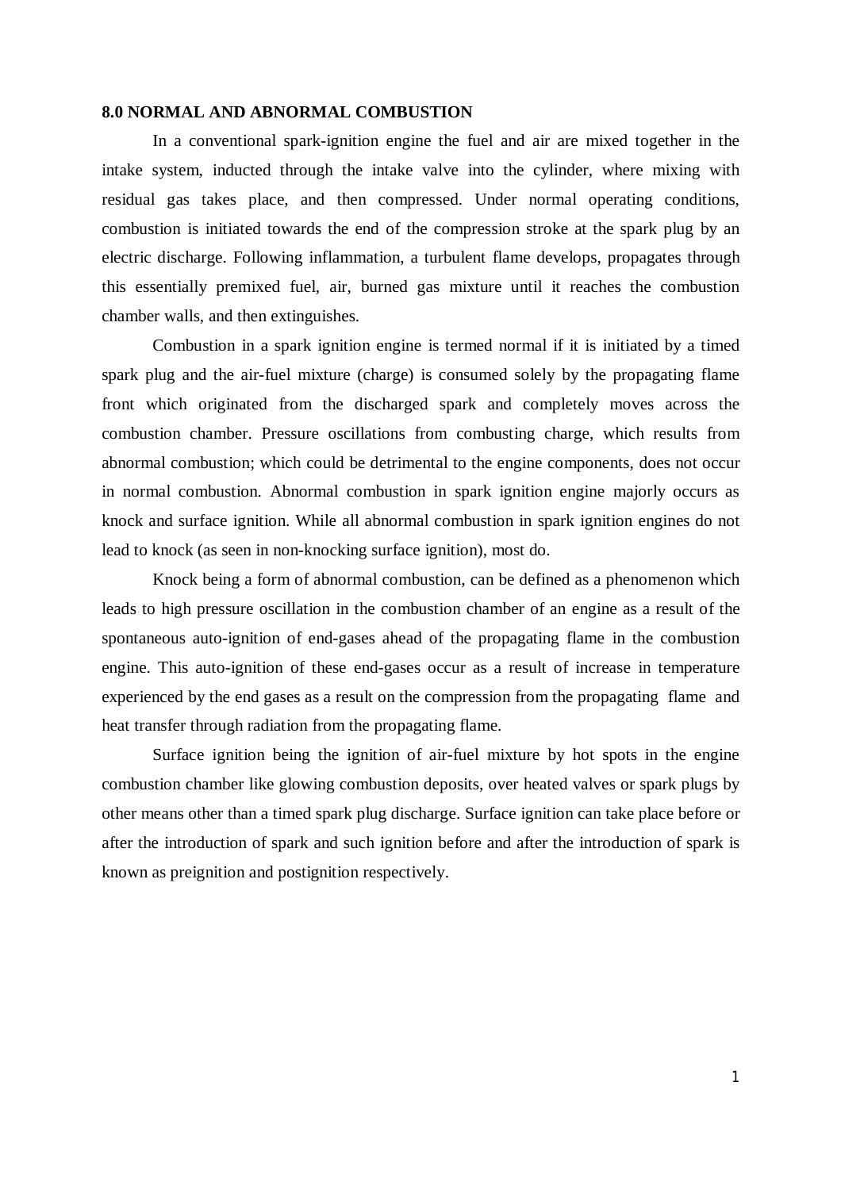## 8.0 NORMAL AND ABNORMAL COMBUSTION

In a conventional spark-ignition engine the fuel and air are mixed together in the intake system, inducted through the intake valve into the cylinder, where mixing with residual gas takes place, and then compressed. Under normal operating conditions, combustion is initiated towards the end of the compression stroke at the spark plug by an electric discharge. Following inflammation, a turbulent flame develops, propagates through this essentially premixed fuel, air, burned gas mixture until it reaches the combustion chamber walls, and then extinguishes.

Combustion in a spark ignition engine is termed normal if it is initiated by a timed spark plug and the air-fuel mixture (charge) is consumed solely by the propagating flame front which originated from the discharged spark and completely moves across the combustion chamber. Pressure oscillations from combusting charge, which results from abnormal combustion; which could be detrimental to the engine components, does not occur in normal combustion. Abnormal combustion in spark ignition engine majorly occurs as knock and surface ignition. While all abnormal combustion in spark ignition engines do not lead to knock (as seen in non-knocking surface ignition), most do.

Knock being a form of abnormal combustion, can be defined as a phenomenon which leads to high pressure oscillation in the combustion chamber of an engine as a result of the spontaneous auto-ignition of end-gases ahead of the propagating flame in the combustion engine. This auto-ignition of these end-gases occur as a result of increase in temperature experienced by the end gases as a result on the compression from the propagating flame and heat transfer through radiation from the propagating flame.

Surface ignition being the ignition of air-fuel mixture by hot spots in the engine combustion chamber like glowing combustion deposits, over heated valves or spark plugs by other means other than a timed spark plug discharge. Surface ignition can take place before or after the introduction of spark and such ignition before and after the introduction of spark is known as preignition and postignition respectively.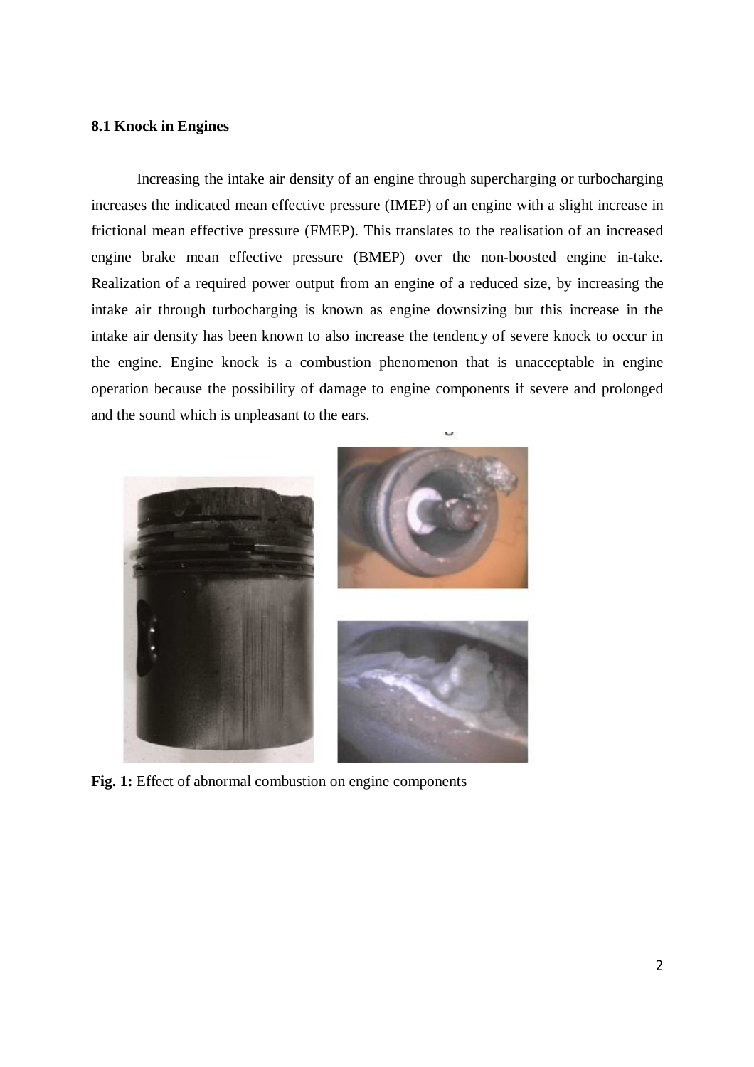### 8.1 Knock in Engines

Increasing the intake air density of an engine through supercharging or turbocharging increases the indicated mean effective pressure (IMEP) of an engine with a slight increase in frictional mean effective pressure (FMEP). This translates to the realisation of an increased engine brake mean effective pressure (BMEP) over the non-boosted engine in-take. Realization of a required power output from an engine of a reduced size, by increasing the intake air through turbocharging is known as engine downsizing but this increase in the intake air density has been known to also increase the tendency of severe knock to occur in the engine. Engine knock is a combustion phenomenon that is unacceptable in engine operation because the possibility of damage to engine components if severe and prolonged and the sound which is unpleasant to the ears.

**Fig. 1:** Effect of abnormal combustion on engine components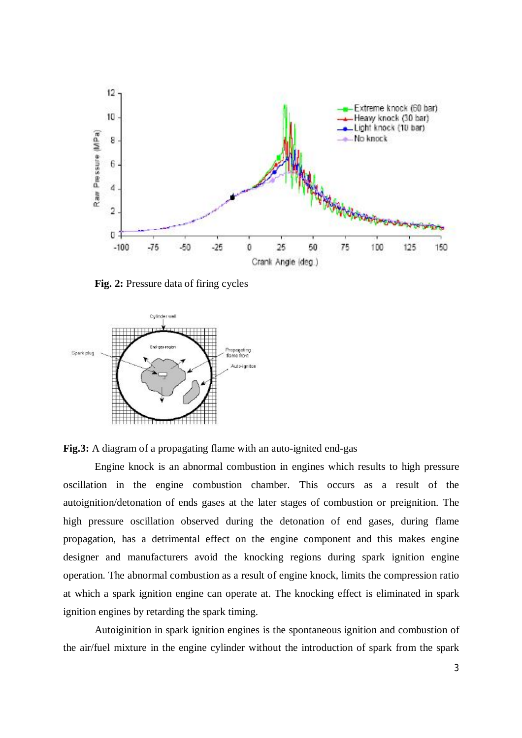**Fig. 2:** Pressure data of firing cycles

**Fig.3:** A diagram of a propagating flame with an auto-ignited end-gas

Engine knock is an abnormal combustion in engines which results to high pressure oscillation in the engine combustion chamber. This occurs as a result of the autoignition/detonation of ends gases at the later stages of combustion or preignition. The high pressure oscillation observed during the detonation of end gases, during flame propagation, has a detrimental effect on the engine component and this makes engine designer and manufacturers avoid the knocking regions during spark ignition engine operation. The abnormal combustion as a result of engine knock, limits the compression ratio at which a spark ignition engine can operate at. The knocking effect is eliminated in spark ignition engines by retarding the spark timing.

Autoiginition in spark ignition engines is the spontaneous ignition and combustion of the air/fuel mixture in the engine cylinder without the introduction of spark from the spark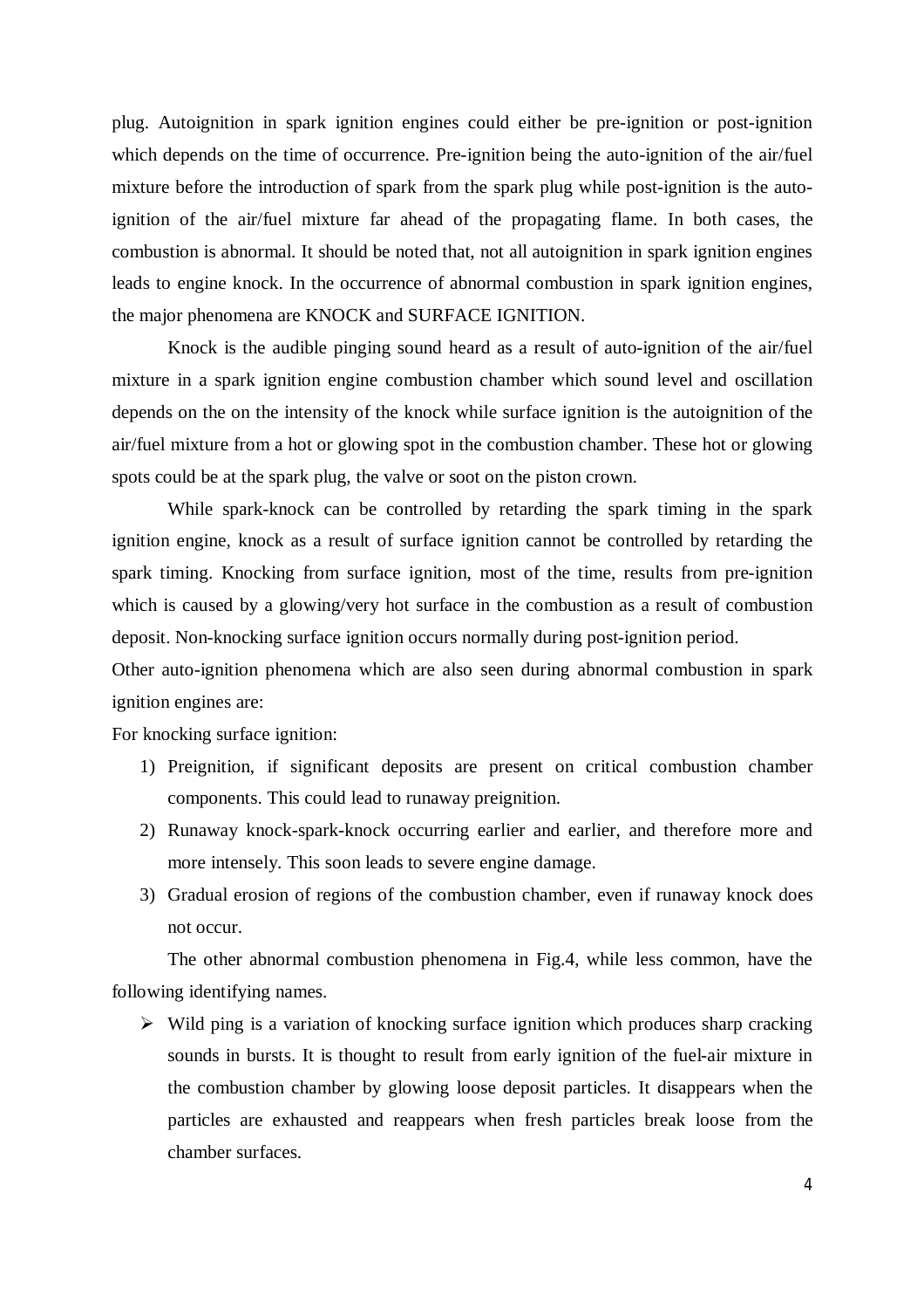plug. Autoignition in spark ignition engines could either be pre-ignition or post-ignition which depends on the time of occurrence. Pre-ignition being the auto-ignition of the air/fuel mixture before the introduction of spark from the spark plug while post-ignition is the auto-ignition of the air/fuel mixture far ahead of the propagating flame. In both cases, the combustion is abnormal. It should be noted that, not all autoignition in spark ignition engines leads to engine knock. In the occurrence of abnormal combustion in spark ignition engines, the major phenomena are KNOCK and SURFACE IGNITION.

Knock is the audible pinging sound heard as a result of auto-ignition of the air/fuel mixture in a spark ignition engine combustion chamber which sound level and oscillation depends on the on the intensity of the knock while surface ignition is the autoignition of the air/fuel mixture from a hot or glowing spot in the combustion chamber. These hot or glowing spots could be at the spark plug, the valve or soot on the piston crown.

While spark-knock can be controlled by retarding the spark timing in the spark ignition engine, knock as a result of surface ignition cannot be controlled by retarding the spark timing. Knocking from surface ignition, most of the time, results from pre-ignition which is caused by a glowing/very hot surface in the combustion as a result of combustion deposit. Non-knocking surface ignition occurs normally during post-ignition period.

Other auto-ignition phenomena which are also seen during abnormal combustion in spark ignition engines are:

For knocking surface ignition:

1) Preignition, if significant deposits are present on critical combustion chamber components. This could lead to runaway preignition.
2) Runaway knock-spark-knock occurring earlier and earlier, and therefore more and more intensely. This soon leads to severe engine damage.
3) Gradual erosion of regions of the combustion chamber, even if runaway knock does not occur.

The other abnormal combustion phenomena in Fig.4, while less common, have the following identifying names.

- Wild ping is a variation of knocking surface ignition which produces sharp cracking sounds in bursts. It is thought to result from early ignition of the fuel-air mixture in the combustion chamber by glowing loose deposit particles. It disappears when the particles are exhausted and reappears when fresh particles break loose from the chamber surfaces.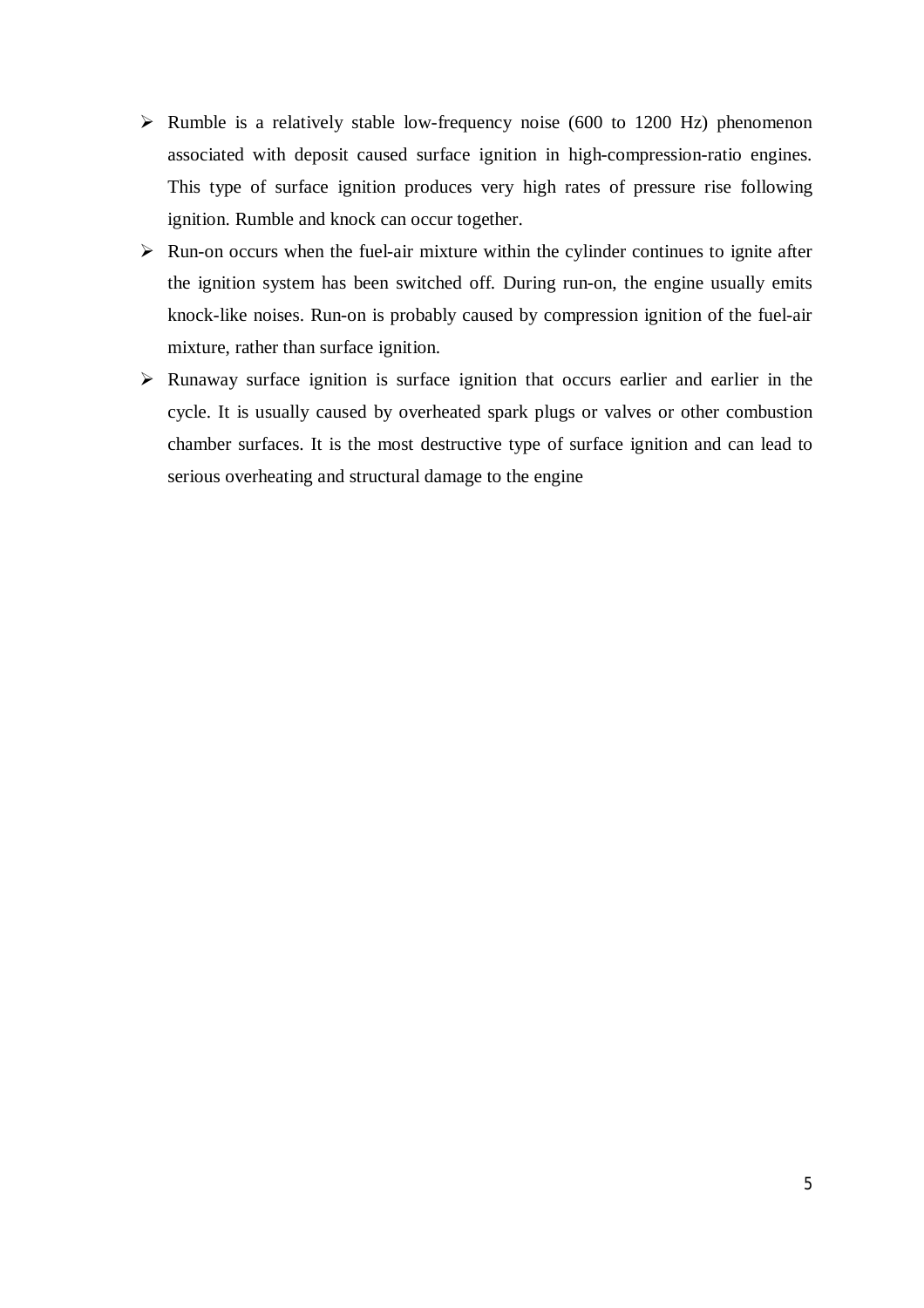- Rumble is a relatively stable low-frequency noise (600 to 1200 Hz) phenomenon associated with deposit caused surface ignition in high-compression-ratio engines. This type of surface ignition produces very high rates of pressure rise following ignition. Rumble and knock can occur together.
- Run-on occurs when the fuel-air mixture within the cylinder continues to ignite after the ignition system has been switched off. During run-on, the engine usually emits knock-like noises. Run-on is probably caused by compression ignition of the fuel-air mixture, rather than surface ignition.
- Runaway surface ignition is surface ignition that occurs earlier and earlier in the cycle. It is usually caused by overheated spark plugs or valves or other combustion chamber surfaces. It is the most destructive type of surface ignition and can lead to serious overheating and structural damage to the engine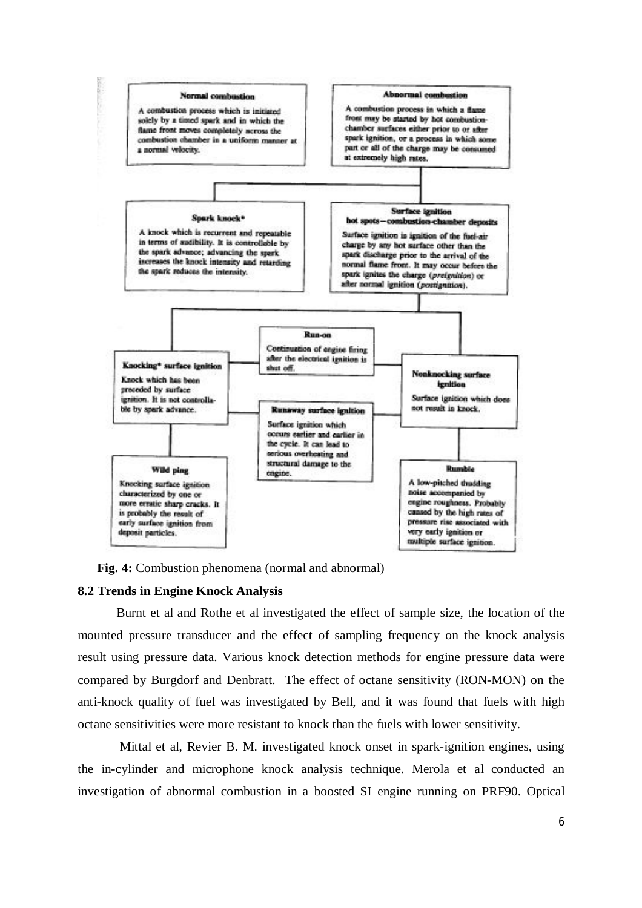**Normal combustion**

A combustion process which is initiated solely by a timed spark and in which the flame front moves completely across the combustion chamber in a uniform manner at a normal velocity.

**Abnormal combustion**

A combustion process in which a flame front may be started by hot combustion-chamber surfaces either prior to or after spark ignition, or a process in which some part or all of the charge may be consumed at extremely high rates.

**Spark knock***

A knock which is recurrent and repeatable in terms of audibility. It is controllable by the spark advance; advancing the spark increases the knock intensity and retarding the spark reduces the intensity.

**Surface ignition**
**hot spots—combustion-chamber deposits**

Surface ignition is ignition of the fuel-air charge by any hot surface other than the spark discharge prior to the arrival of the normal flame front. It may occur before the spark ignites the charge (*preignition*) or after normal ignition (*postignition*).

**Run-on**

Continuation of engine firing after the electrical ignition is shut off.

**Knocking* surface ignition**

Knock which has been preceded by surface ignition. It is not controllable by spark advance.

**Nonknocking surface ignition**

Surface ignition which does not result in knock.

**Runaway surface ignition**

Surface ignition which occurs earlier and earlier in the cycle. It can lead to serious overheating and structural damage to the engine.

**Wild ping**

Knocking surface ignition characterized by one or more erratic sharp cracks. It is probably the result of early surface ignition from deposit particles.

**Rumble**

A low-pitched thudding noise accompanied by engine roughness. Probably caused by the high rates of pressure rise associated with very early ignition or multiple surface ignition.

**Fig. 4:** Combustion phenomena (normal and abnormal)

### 8.2 Trends in Engine Knock Analysis

Burnt et al and Rothe et al investigated the effect of sample size, the location of the mounted pressure transducer and the effect of sampling frequency on the knock analysis result using pressure data. Various knock detection methods for engine pressure data were compared by Burgdorf and Denbratt. The effect of octane sensitivity (RON-MON) on the anti-knock quality of fuel was investigated by Bell, and it was found that fuels with high octane sensitivities were more resistant to knock than the fuels with lower sensitivity.

Mittal et al, Revier B. M. investigated knock onset in spark-ignition engines, using the in-cylinder and microphone knock analysis technique. Merola et al conducted an investigation of abnormal combustion in a boosted SI engine running on PRF90. Optical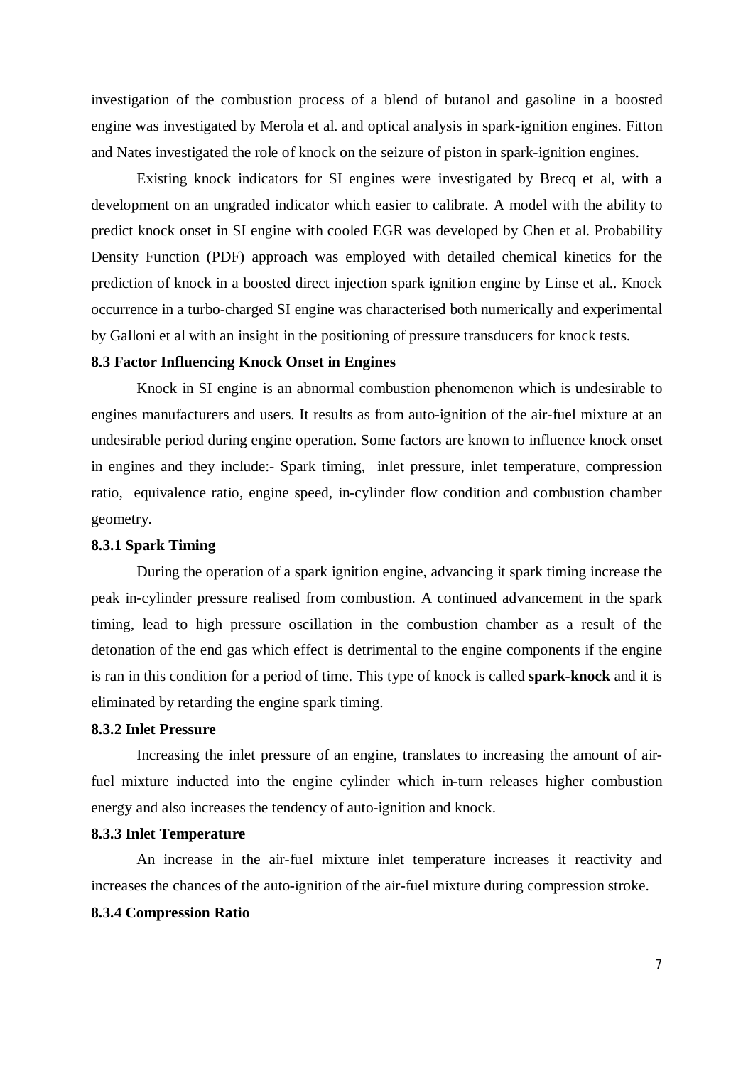investigation of the combustion process of a blend of butanol and gasoline in a boosted engine was investigated by Merola et al. and optical analysis in spark-ignition engines. Fitton and Nates investigated the role of knock on the seizure of piston in spark-ignition engines.

Existing knock indicators for SI engines were investigated by Brecq et al, with a development on an ungraded indicator which easier to calibrate. A model with the ability to predict knock onset in SI engine with cooled EGR was developed by Chen et al. Probability Density Function (PDF) approach was employed with detailed chemical kinetics for the prediction of knock in a boosted direct injection spark ignition engine by Linse et al.. Knock occurrence in a turbo-charged SI engine was characterised both numerically and experimental by Galloni et al with an insight in the positioning of pressure transducers for knock tests.

### 8.3 Factor Influencing Knock Onset in Engines

Knock in SI engine is an abnormal combustion phenomenon which is undesirable to engines manufacturers and users. It results as from auto-ignition of the air-fuel mixture at an undesirable period during engine operation. Some factors are known to influence knock onset in engines and they include:- Spark timing, inlet pressure, inlet temperature, compression ratio, equivalence ratio, engine speed, in-cylinder flow condition and combustion chamber geometry.

#### 8.3.1 Spark Timing

During the operation of a spark ignition engine, advancing it spark timing increase the peak in-cylinder pressure realised from combustion. A continued advancement in the spark timing, lead to high pressure oscillation in the combustion chamber as a result of the detonation of the end gas which effect is detrimental to the engine components if the engine is ran in this condition for a period of time. This type of knock is called **spark-knock** and it is eliminated by retarding the engine spark timing.

#### 8.3.2 Inlet Pressure

Increasing the inlet pressure of an engine, translates to increasing the amount of air-fuel mixture inducted into the engine cylinder which in-turn releases higher combustion energy and also increases the tendency of auto-ignition and knock.

#### 8.3.3 Inlet Temperature

An increase in the air-fuel mixture inlet temperature increases it reactivity and increases the chances of the auto-ignition of the air-fuel mixture during compression stroke.

#### 8.3.4 Compression Ratio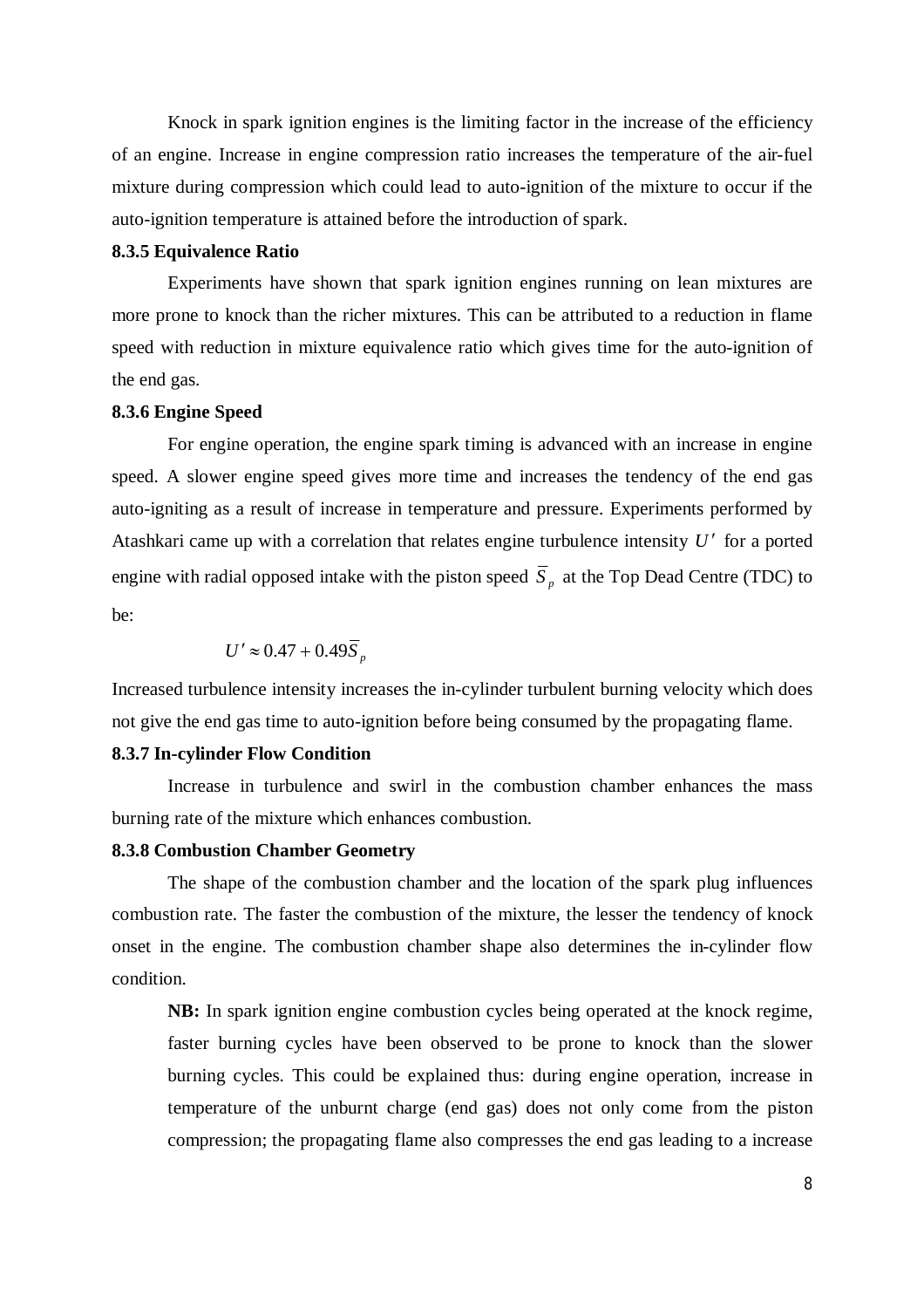Knock in spark ignition engines is the limiting factor in the increase of the efficiency of an engine. Increase in engine compression ratio increases the temperature of the air-fuel mixture during compression which could lead to auto-ignition of the mixture to occur if the auto-ignition temperature is attained before the introduction of spark.

### 8.3.5 Equivalence Ratio

Experiments have shown that spark ignition engines running on lean mixtures are more prone to knock than the richer mixtures. This can be attributed to a reduction in flame speed with reduction in mixture equivalence ratio which gives time for the auto-ignition of the end gas.

### 8.3.6 Engine Speed

For engine operation, the engine spark timing is advanced with an increase in engine speed. A slower engine speed gives more time and increases the tendency of the end gas auto-igniting as a result of increase in temperature and pressure. Experiments performed by Atashkari came up with a correlation that relates engine turbulence intensity $U'$ for a ported engine with radial opposed intake with the piston speed $\overline{S}_p$ at the Top Dead Centre (TDC) to be:

$$U' \approx 0.47 + 0.49\overline{S}_p$$

Increased turbulence intensity increases the in-cylinder turbulent burning velocity which does not give the end gas time to auto-ignition before being consumed by the propagating flame.

### 8.3.7 In-cylinder Flow Condition

Increase in turbulence and swirl in the combustion chamber enhances the mass burning rate of the mixture which enhances combustion.

### 8.3.8 Combustion Chamber Geometry

The shape of the combustion chamber and the location of the spark plug influences combustion rate. The faster the combustion of the mixture, the lesser the tendency of knock onset in the engine. The combustion chamber shape also determines the in-cylinder flow condition.

**NB:** In spark ignition engine combustion cycles being operated at the knock regime, faster burning cycles have been observed to be prone to knock than the slower burning cycles. This could be explained thus: during engine operation, increase in temperature of the unburnt charge (end gas) does not only come from the piston compression; the propagating flame also compresses the end gas leading to a increase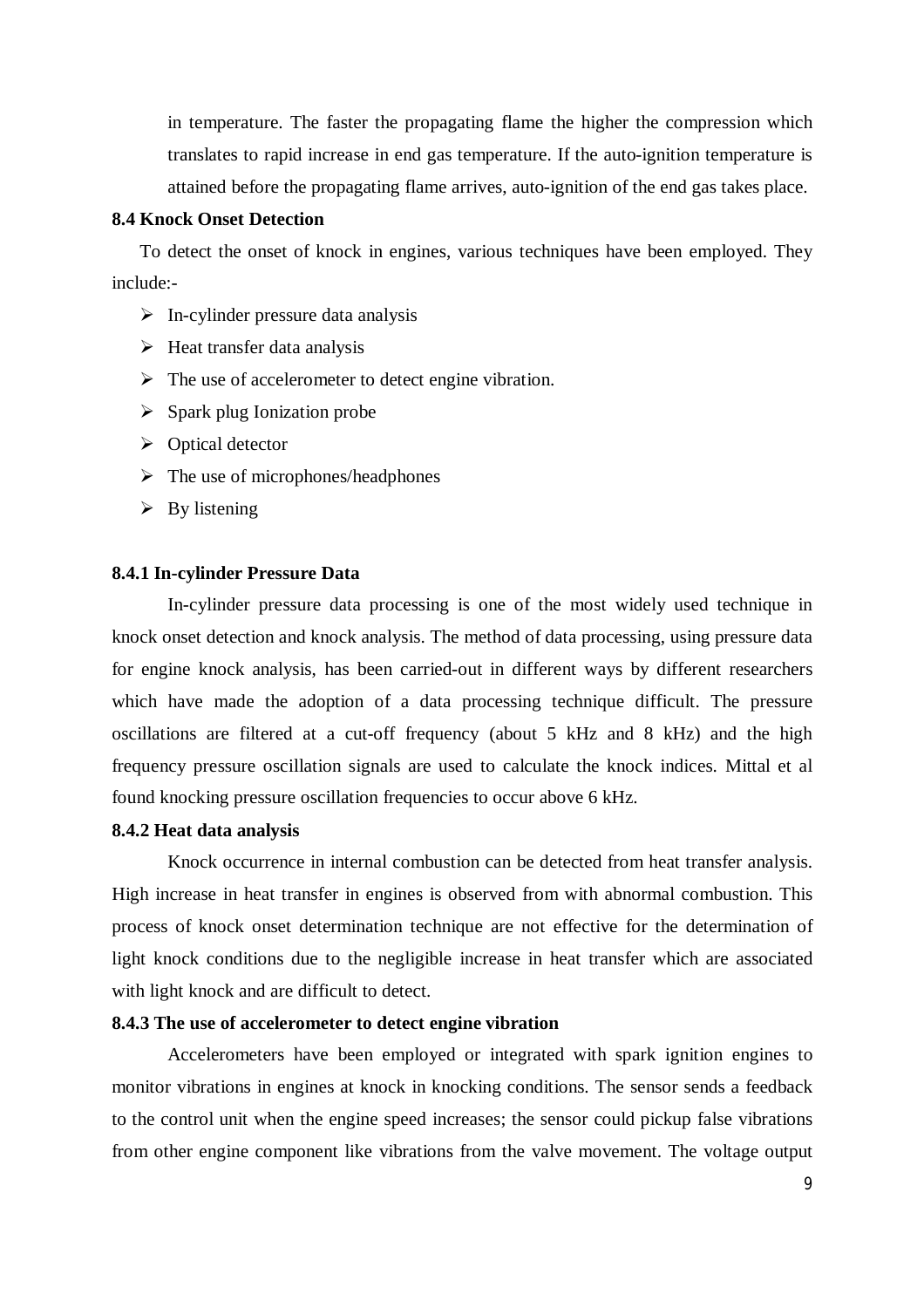in temperature. The faster the propagating flame the higher the compression which translates to rapid increase in end gas temperature. If the auto-ignition temperature is attained before the propagating flame arrives, auto-ignition of the end gas takes place.

### 8.4 Knock Onset Detection

To detect the onset of knock in engines, various techniques have been employed. They include:-

- In-cylinder pressure data analysis
- Heat transfer data analysis
- The use of accelerometer to detect engine vibration.
- Spark plug Ionization probe
- Optical detector
- The use of microphones/headphones
- By listening

#### 8.4.1 In-cylinder Pressure Data

In-cylinder pressure data processing is one of the most widely used technique in knock onset detection and knock analysis. The method of data processing, using pressure data for engine knock analysis, has been carried-out in different ways by different researchers which have made the adoption of a data processing technique difficult. The pressure oscillations are filtered at a cut-off frequency (about 5 kHz and 8 kHz) and the high frequency pressure oscillation signals are used to calculate the knock indices. Mittal et al found knocking pressure oscillation frequencies to occur above 6 kHz.

#### 8.4.2 Heat data analysis

Knock occurrence in internal combustion can be detected from heat transfer analysis. High increase in heat transfer in engines is observed from with abnormal combustion. This process of knock onset determination technique are not effective for the determination of light knock conditions due to the negligible increase in heat transfer which are associated with light knock and are difficult to detect.

#### 8.4.3 The use of accelerometer to detect engine vibration

Accelerometers have been employed or integrated with spark ignition engines to monitor vibrations in engines at knock in knocking conditions. The sensor sends a feedback to the control unit when the engine speed increases; the sensor could pickup false vibrations from other engine component like vibrations from the valve movement. The voltage output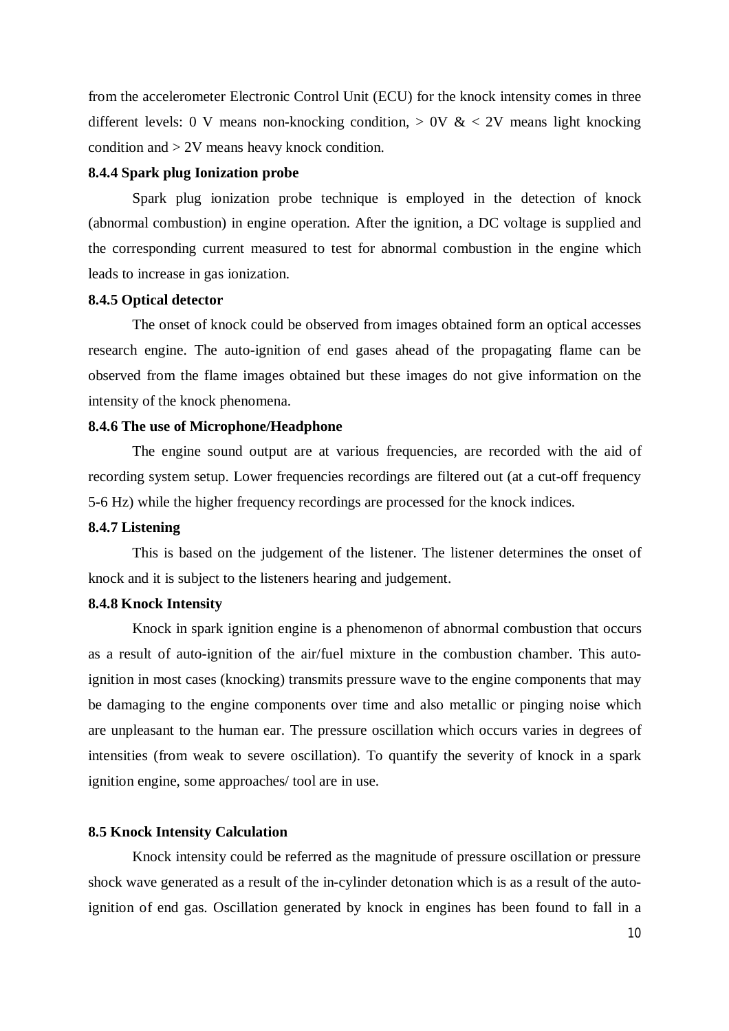from the accelerometer Electronic Control Unit (ECU) for the knock intensity comes in three different levels: 0 V means non-knocking condition, > 0V & < 2V means light knocking condition and > 2V means heavy knock condition.

#### 8.4.4 Spark plug Ionization probe

Spark plug ionization probe technique is employed in the detection of knock (abnormal combustion) in engine operation. After the ignition, a DC voltage is supplied and the corresponding current measured to test for abnormal combustion in the engine which leads to increase in gas ionization.

#### 8.4.5 Optical detector

The onset of knock could be observed from images obtained form an optical accesses research engine. The auto-ignition of end gases ahead of the propagating flame can be observed from the flame images obtained but these images do not give information on the intensity of the knock phenomena.

#### 8.4.6 The use of Microphone/Headphone

The engine sound output are at various frequencies, are recorded with the aid of recording system setup. Lower frequencies recordings are filtered out (at a cut-off frequency 5-6 Hz) while the higher frequency recordings are processed for the knock indices.

#### 8.4.7 Listening

This is based on the judgement of the listener. The listener determines the onset of knock and it is subject to the listeners hearing and judgement.

#### 8.4.8 Knock Intensity

Knock in spark ignition engine is a phenomenon of abnormal combustion that occurs as a result of auto-ignition of the air/fuel mixture in the combustion chamber. This auto-ignition in most cases (knocking) transmits pressure wave to the engine components that may be damaging to the engine components over time and also metallic or pinging noise which are unpleasant to the human ear. The pressure oscillation which occurs varies in degrees of intensities (from weak to severe oscillation). To quantify the severity of knock in a spark ignition engine, some approaches/ tool are in use.

### 8.5 Knock Intensity Calculation

Knock intensity could be referred as the magnitude of pressure oscillation or pressure shock wave generated as a result of the in-cylinder detonation which is as a result of the auto-ignition of end gas. Oscillation generated by knock in engines has been found to fall in a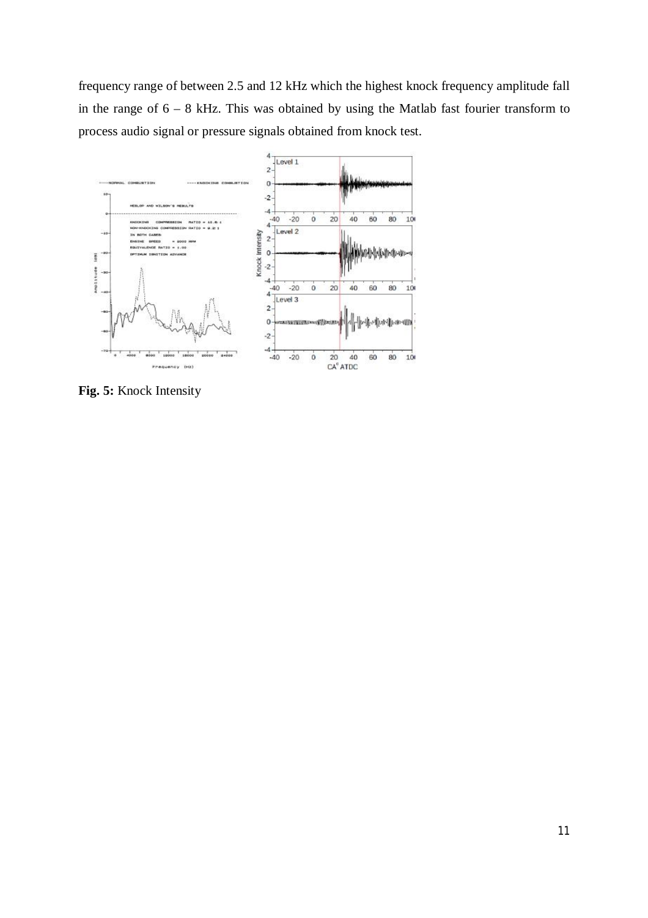frequency range of between 2.5 and 12 kHz which the highest knock frequency amplitude fall in the range of 6 – 8 kHz. This was obtained by using the Matlab fast fourier transform to process audio signal or pressure signals obtained from knock test.

NORMAL COMBUSTION

KNOCKING COMBUSTION

HESLOP AND WILSON'S RESULTS

KNOCKING COMPRESSION RATIO = 10.6 : 1

NON-KNOCKING COMPRESSION RATIO = 9.2 : 1

IN BOTH CASES:

ENGINE SPEED = 2000 RPM

EQUIVALENCE RATIO = 1.00

OPTIMUM IGNITION ADVANCE

Amplitude (dB)

Frequency (Hz)

Level 1

Level 2

Level 3

Knock Intensity

CA° ATDC

**Fig. 5:** Knock Intensity